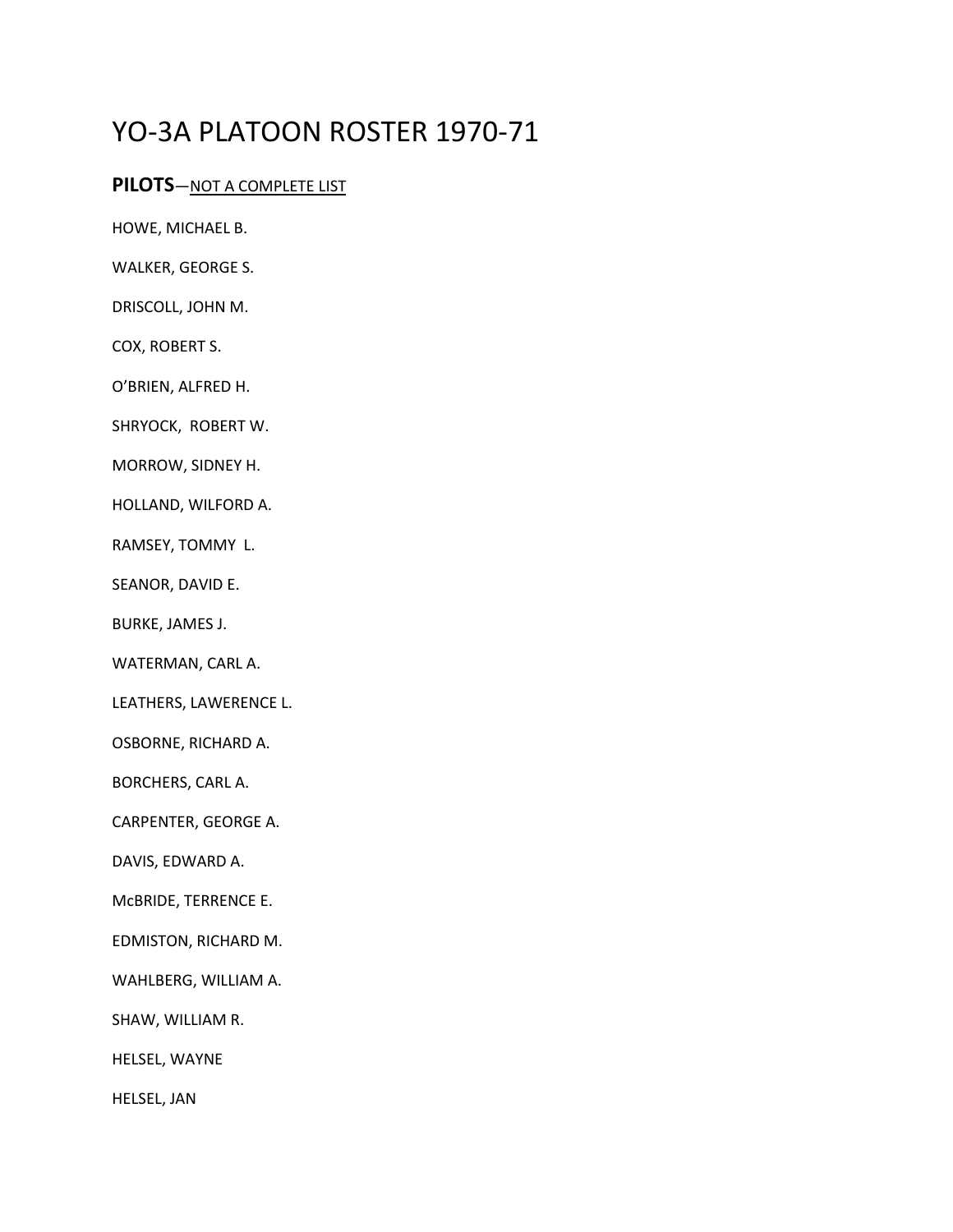# YO-3A PLATOON ROSTER 1970-71

**PILOTS**—<u>NOT A COMPLETE LIST</u>

HOWE, MICHAEL B.

WALKER, GEORGE S.

DRISCOLL, JOHN M.

COX, ROBERT S.

O'BRIEN, ALFRED H.

SHRYOCK, ROBERT W.

MORROW, SIDNEY H.

HOLLAND, WILFORD A.

RAMSEY, TOMMY L.

SEANOR, DAVID E.

BURKE, JAMES J.

WATERMAN, CARL A.

LEATHERS, LAWERENCE L.

OSBORNE, RICHARD A.

BORCHERS, CARL A.

CARPENTER, GEORGE A.

DAVIS, EDWARD A.

McBRIDE, TERRENCE E.

EDMISTON, RICHARD M.

WAHLBERG, WILLIAM A.

SHAW, WILLIAM R.

HELSEL, WAYNE

HELSEL, JAN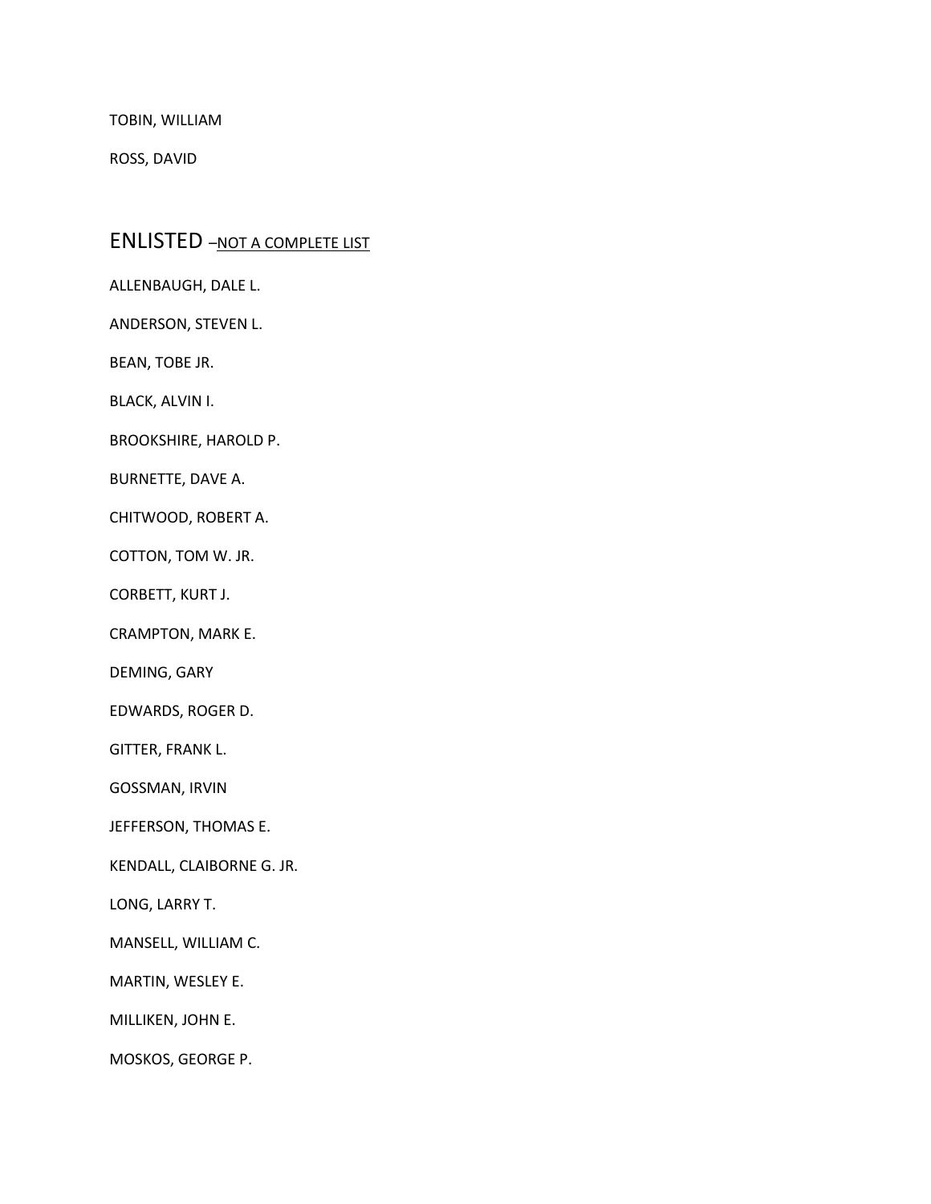TOBIN, WILLIAM

ROSS, DAVID

## ENLISTED –<u>NOT A COMPLETE LIST</u>

ALLENBAUGH, DALE L.

ANDERSON, STEVEN L.

BEAN, TOBE JR.

BLACK, ALVIN I.

BROOKSHIRE, HAROLD P.

BURNETTE, DAVE A.

CHITWOOD, ROBERT A.

COTTON, TOM W. JR.

CORBETT, KURT J.

CRAMPTON, MARK E.

DEMING, GARY

EDWARDS, ROGER D.

GITTER, FRANK L.

GOSSMAN, IRVIN

JEFFERSON, THOMAS E.

KENDALL, CLAIBORNE G. JR.

LONG, LARRY T.

MANSELL, WILLIAM C.

MARTIN, WESLEY E.

MILLIKEN, JOHN E.

MOSKOS, GEORGE P.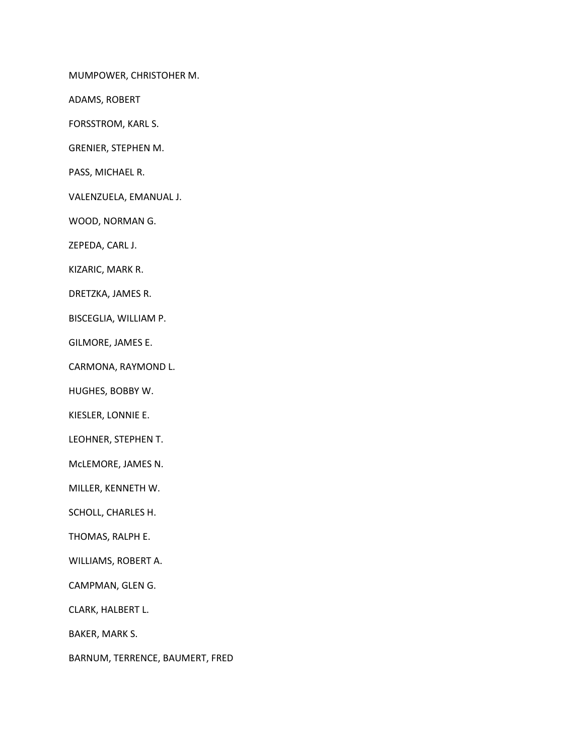MUMPOWER, CHRISTOHER M.

ADAMS, ROBERT

FORSSTROM, KARL S.

GRENIER, STEPHEN M.

PASS, MICHAEL R.

VALENZUELA, EMANUAL J.

WOOD, NORMAN G.

ZEPEDA, CARL J.

KIZARIC, MARK R.

DRETZKA, JAMES R.

BISCEGLIA, WILLIAM P.

GILMORE, JAMES E.

CARMONA, RAYMOND L.

HUGHES, BOBBY W.

KIESLER, LONNIE E.

LEOHNER, STEPHEN T.

McLEMORE, JAMES N.

MILLER, KENNETH W.

SCHOLL, CHARLES H.

THOMAS, RALPH E.

WILLIAMS, ROBERT A.

CAMPMAN, GLEN G.

CLARK, HALBERT L.

BAKER, MARK S.

BARNUM, TERRENCE, BAUMERT, FRED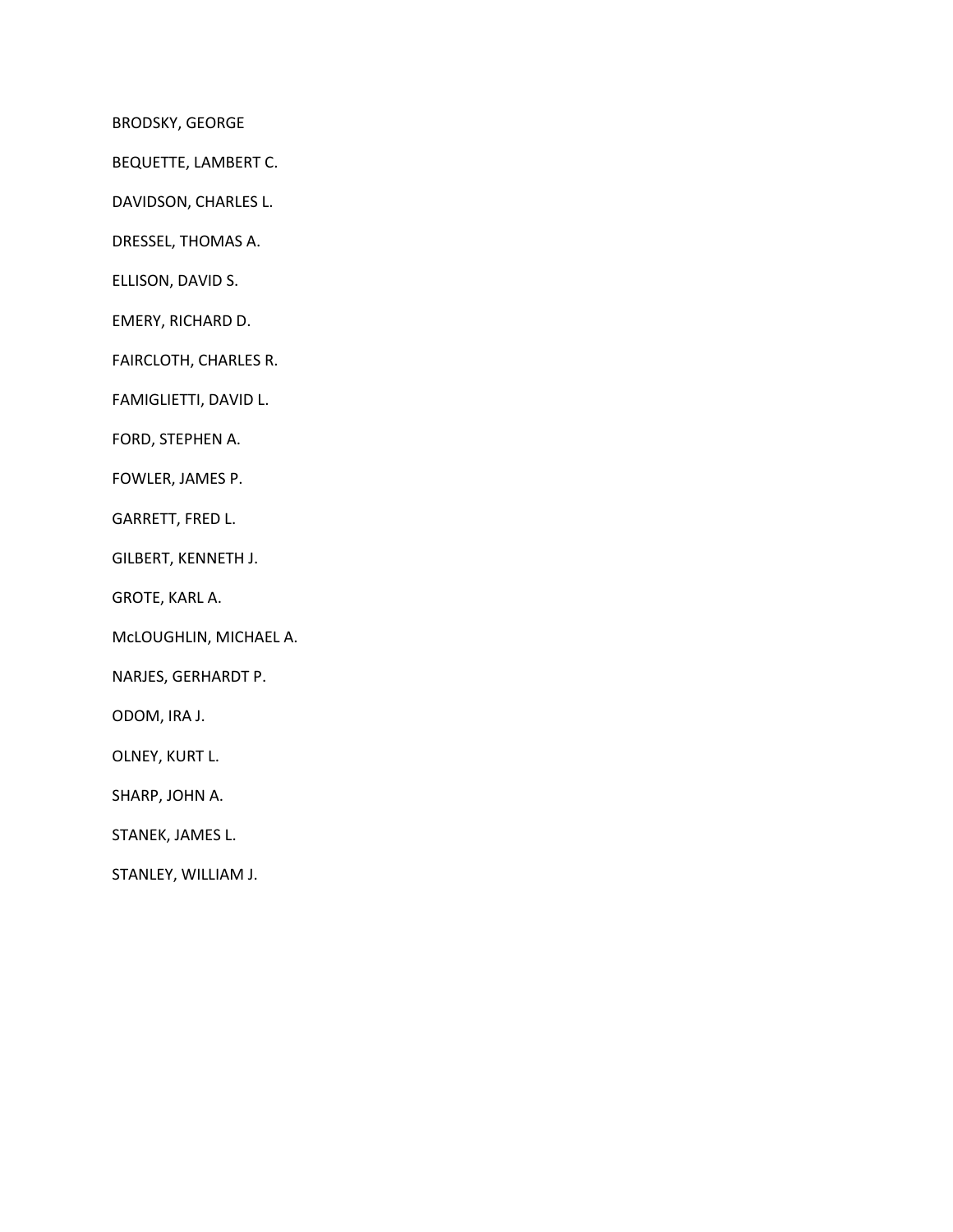BRODSKY, GEORGE

BEQUETTE, LAMBERT C.

DAVIDSON, CHARLES L.

DRESSEL, THOMAS A.

ELLISON, DAVID S.

EMERY, RICHARD D.

FAIRCLOTH, CHARLES R.

FAMIGLIETTI, DAVID L.

FORD, STEPHEN A.

FOWLER, JAMES P.

GARRETT, FRED L.

GILBERT, KENNETH J.

GROTE, KARL A.

McLOUGHLIN, MICHAEL A.

NARJES, GERHARDT P.

ODOM, IRA J.

OLNEY, KURT L.

SHARP, JOHN A.

STANEK, JAMES L.

STANLEY, WILLIAM J.